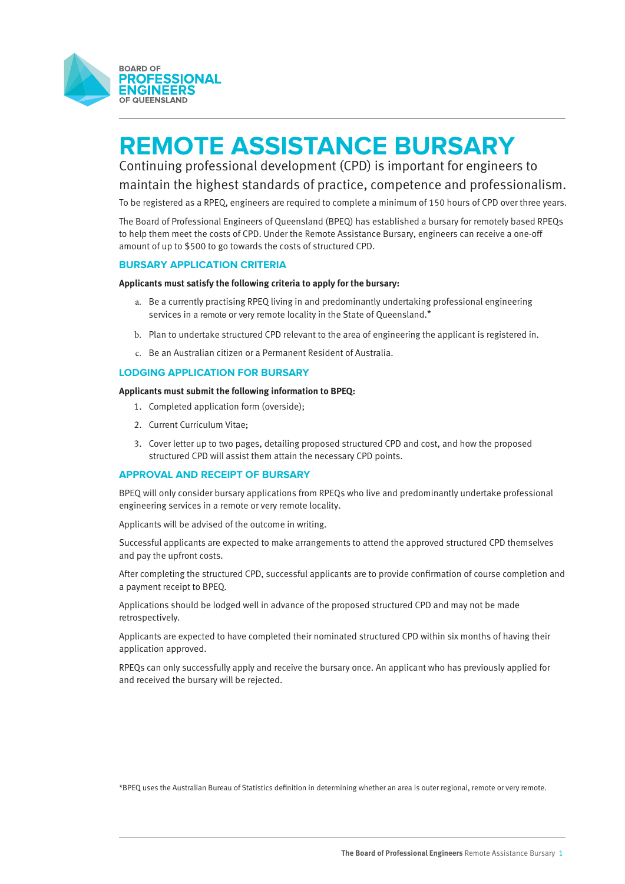BOARD OF
PROFESSIONAL
ENGINEERS
OF QUEENSLAND

# REMOTE ASSISTANCE BURSARY

Continuing professional development (CPD) is important for engineers to maintain the highest standards of practice, competence and professionalism.

To be registered as a RPEQ, engineers are required to complete a minimum of 150 hours of CPD over three years.

The Board of Professional Engineers of Queensland (BPEQ) has established a bursary for remotely based RPEQs to help them meet the costs of CPD. Under the Remote Assistance Bursary, engineers can receive a one-off amount of up to $500 to go towards the costs of structured CPD.

## BURSARY APPLICATION CRITERIA

**Applicants must satisfy the following criteria to apply for the bursary:**

a. Be a currently practising RPEQ living in and predominantly undertaking professional engineering services in a remote or very remote locality in the State of Queensland.*

b. Plan to undertake structured CPD relevant to the area of engineering the applicant is registered in.

c. Be an Australian citizen or a Permanent Resident of Australia.

## LODGING APPLICATION FOR BURSARY

**Applicants must submit the following information to BPEQ:**

1. Completed application form (overside);
2. Current Curriculum Vitae;
3. Cover letter up to two pages, detailing proposed structured CPD and cost, and how the proposed structured CPD will assist them attain the necessary CPD points.

## APPROVAL AND RECEIPT OF BURSARY

BPEQ will only consider bursary applications from RPEQs who live and predominantly undertake professional engineering services in a remote or very remote locality.

Applicants will be advised of the outcome in writing.

Successful applicants are expected to make arrangements to attend the approved structured CPD themselves and pay the upfront costs.

After completing the structured CPD, successful applicants are to provide confirmation of course completion and a payment receipt to BPEQ.

Applications should be lodged well in advance of the proposed structured CPD and may not be made retrospectively.

Applicants are expected to have completed their nominated structured CPD within six months of having their application approved.

RPEQs can only successfully apply and receive the bursary once. An applicant who has previously applied for and received the bursary will be rejected.

*BPEQ uses the Australian Bureau of Statistics definition in determining whether an area is outer regional, remote or very remote.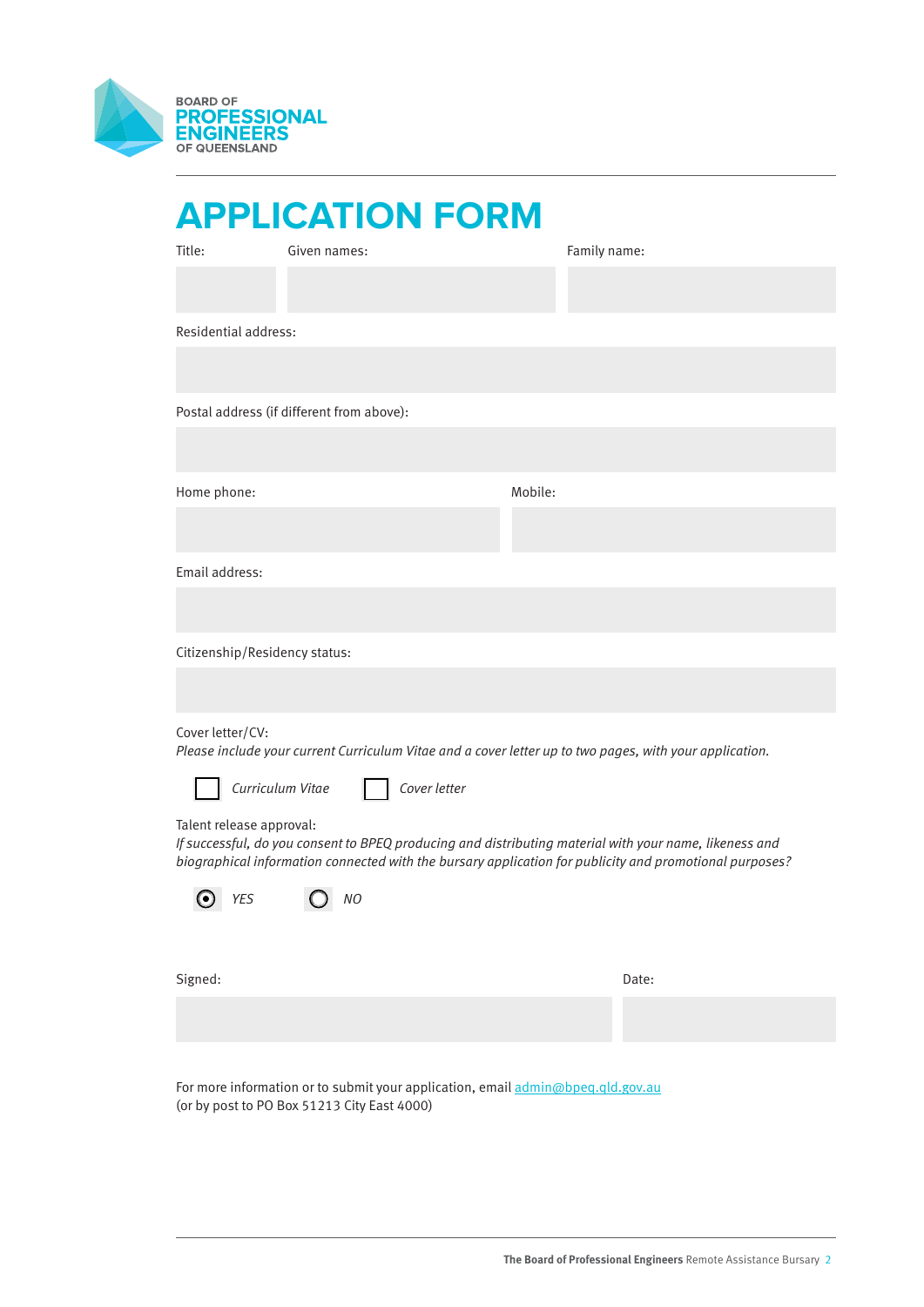BOARD OF
PROFESSIONAL
ENGINEERS
OF QUEENSLAND

# APPLICATION FORM

Title:

Given names:

Family name:

Residential address:

Postal address (if different from above):

Home phone:

Mobile:

Email address:

Citizenship/Residency status:

Cover letter/CV:

*Please include your current Curriculum Vitae and a cover letter up to two pages, with your application.*

☐ *Curriculum Vitae* ☐ *Cover letter*

Talent release approval:

*If successful, do you consent to BPEQ producing and distributing material with your name, likeness and biographical information connected with the bursary application for publicity and promotional purposes?*

◉ *YES* ○ *NO*

Signed:

Date:

For more information or to submit your application, email [admin@bpeq.qld.gov.au](mailto:admin@bpeq.qld.gov.au)
(or by post to PO Box 51213 City East 4000)